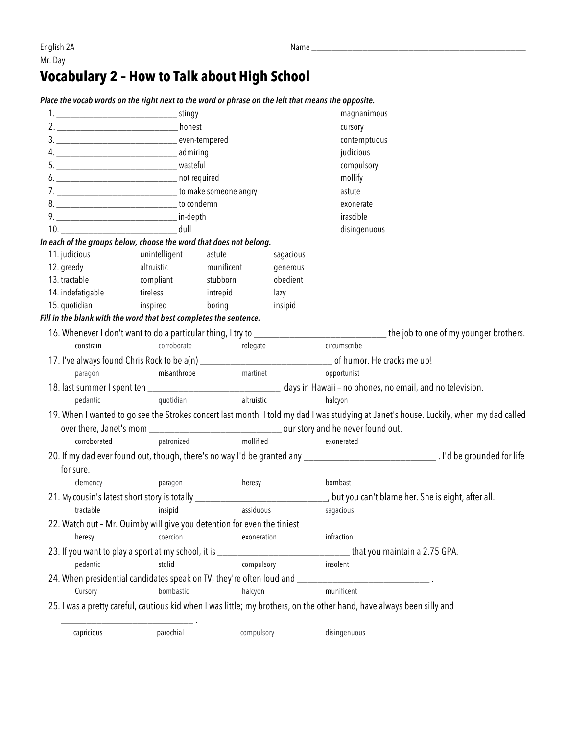English 2A
Mr. Day

Name ______________________________________________________

# Vocabulary 2 – How to Talk about High School

***Place the vocab words on the right next to the word or phrase on the left that means the opposite.***

| | | |
|---|---|---|
| 1. ____________________________ | stingy | magnanimous |
| 2. ____________________________ | honest | cursory |
| 3. ____________________________ | even-tempered | contemptuous |
| 4. ____________________________ | admiring | judicious |
| 5. ____________________________ | wasteful | compulsory |
| 6. ____________________________ | not required | mollify |
| 7. ____________________________ | to make someone angry | astute |
| 8. ____________________________ | to condemn | exonerate |
| 9. ____________________________ | in-depth | irascible |
| 10. ____________________________ | dull | disingenuous |

***In each of the groups below, choose the word that does not belong.***

| | | | |
|---|---|---|---|
| 11. judicious | unintelligent | astute | sagacious |
| 12. greedy | altruistic | munificent | generous |
| 13. tractable | compliant | stubborn | obedient |
| 14. indefatigable | tireless | intrepid | lazy |
| 15. quotidian | inspired | boring | insipid |

***Fill in the blank with the word that best completes the sentence.***

16. Whenever I don't want to do a particular thing, I try to ______________________________ the job to one of my younger brothers.
    constrain corroborate relegate circumscribe

17. I've always found Chris Rock to be a(n) ______________________________ of humor. He cracks me up!
    paragon misanthrope martinet opportunist

18. last summer I spent ten ______________________________ days in Hawaii – no phones, no email, and no television.
    pedantic quotidian altruistic halcyon

19. When I wanted to go see the Strokes concert last month, I told my dad I was studying at Janet's house. Luckily, when my dad called over there, Janet's mom ______________________________ our story and he never found out.
    corroborated patronized mollified exonerated

20. If my dad ever found out, though, there's no way I'd be granted any ______________________________ . I'd be grounded for life for sure.
    clemency paragon heresy bombast

21. My cousin's latest short story is totally ______________________________, but you can't blame her. She is eight, after all.
    tractable insipid assiduous sagacious

22. Watch out – Mr. Quimby will give you detention for even the tiniest
    heresy coercion exoneration infraction

23. If you want to play a sport at my school, it is ______________________________ that you maintain a 2.75 GPA.
    pedantic stolid compulsory insolent

24. When presidential candidates speak on TV, they're often loud and ______________________________ .
    Cursory bombastic halcyon munificent

25. I was a pretty careful, cautious kid when I was little; my brothers, on the other hand, have always been silly and ______________________________ .
    capricious parochial compulsory disingenuous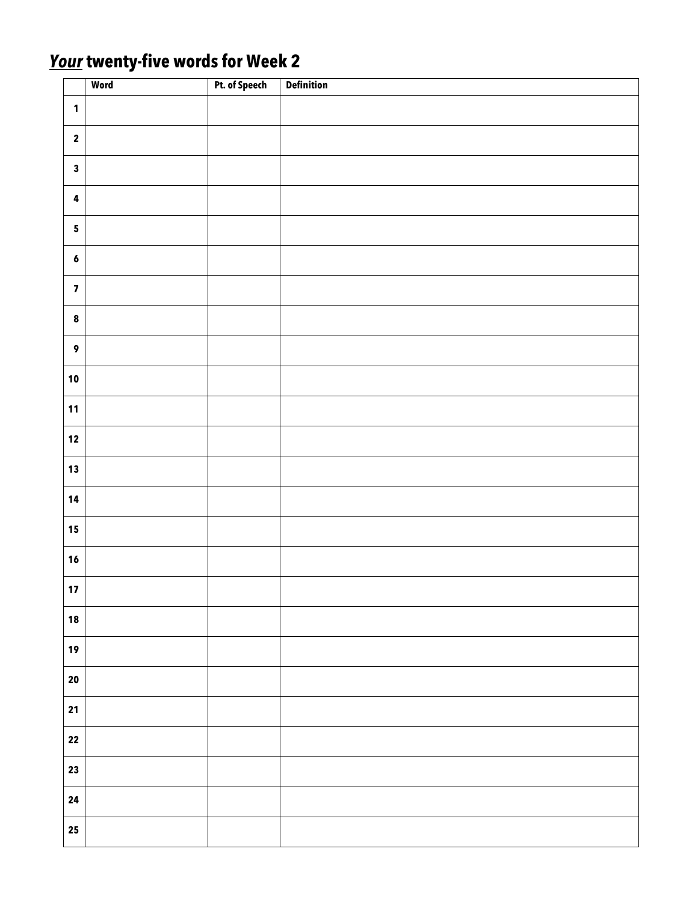# *Your* twenty-five words for Week 2

| | Word | Pt. of Speech | Definition |
|---|---|---|---|
| 1 | | | |
| 2 | | | |
| 3 | | | |
| 4 | | | |
| 5 | | | |
| 6 | | | |
| 7 | | | |
| 8 | | | |
| 9 | | | |
| 10 | | | |
| 11 | | | |
| 12 | | | |
| 13 | | | |
| 14 | | | |
| 15 | | | |
| 16 | | | |
| 17 | | | |
| 18 | | | |
| 19 | | | |
| 20 | | | |
| 21 | | | |
| 22 | | | |
| 23 | | | |
| 24 | | | |
| 25 | | | |